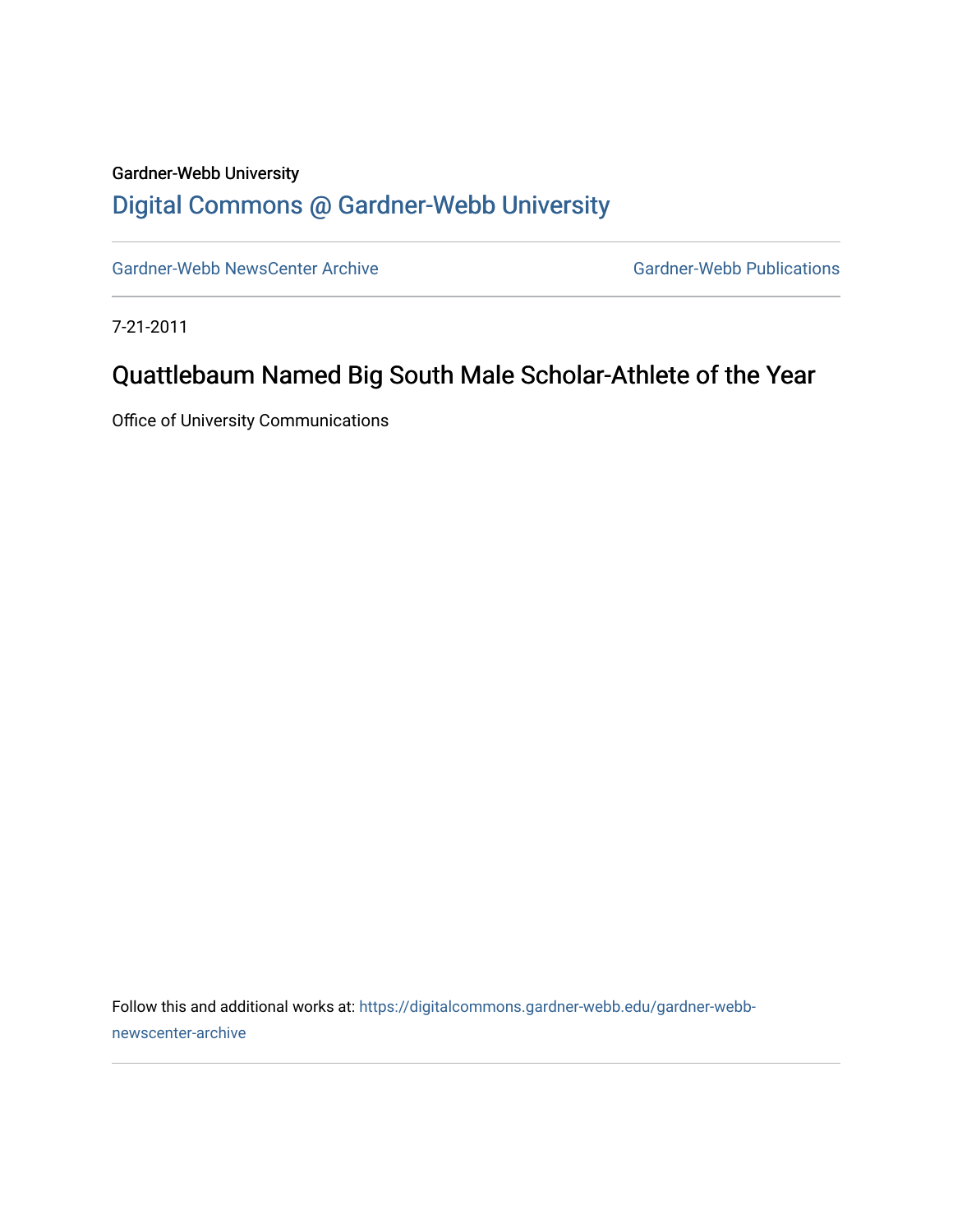Gardner-Webb University

# Digital Commons @ Gardner-Webb University

Gardner-Webb NewsCenter Archive | Gardner-Webb Publications

7-21-2011

## Quattlebaum Named Big South Male Scholar-Athlete of the Year

Office of University Communications

Follow this and additional works at: https://digitalcommons.gardner-webb.edu/gardner-webb-newscenter-archive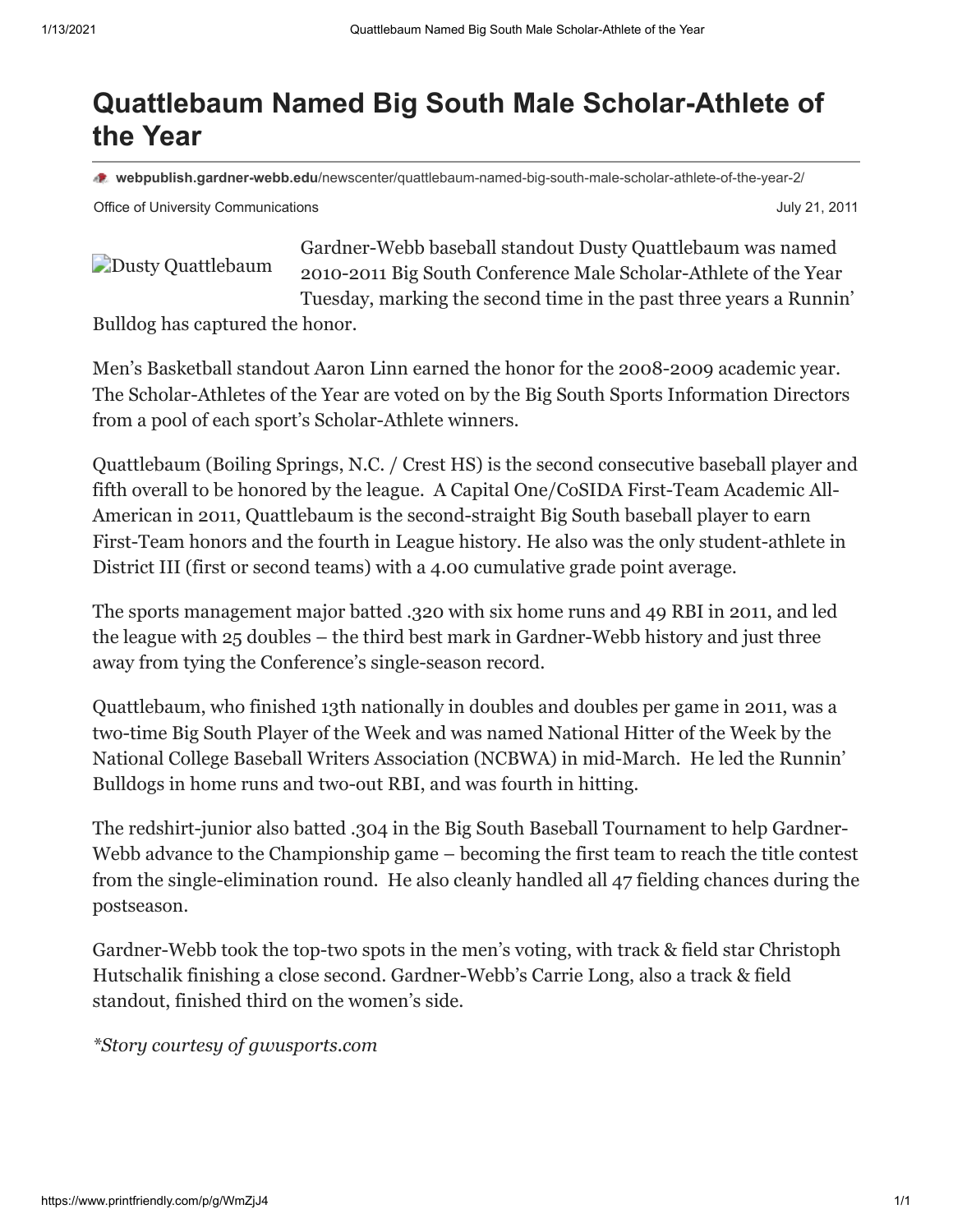# Quattlebaum Named Big South Male Scholar-Athlete of the Year

webpublish.gardner-webb.edu/newscenter/quattlebaum-named-big-south-male-scholar-athlete-of-the-year-2/

Office of University Communications

July 21, 2011

Dusty Quattlebaum

Gardner-Webb baseball standout Dusty Quattlebaum was named 2010-2011 Big South Conference Male Scholar-Athlete of the Year Tuesday, marking the second time in the past three years a Runnin' Bulldog has captured the honor.

Men's Basketball standout Aaron Linn earned the honor for the 2008-2009 academic year. The Scholar-Athletes of the Year are voted on by the Big South Sports Information Directors from a pool of each sport's Scholar-Athlete winners.

Quattlebaum (Boiling Springs, N.C. / Crest HS) is the second consecutive baseball player and fifth overall to be honored by the league. A Capital One/CoSIDA First-Team Academic All-American in 2011, Quattlebaum is the second-straight Big South baseball player to earn First-Team honors and the fourth in League history. He also was the only student-athlete in District III (first or second teams) with a 4.00 cumulative grade point average.

The sports management major batted .320 with six home runs and 49 RBI in 2011, and led the league with 25 doubles – the third best mark in Gardner-Webb history and just three away from tying the Conference's single-season record.

Quattlebaum, who finished 13th nationally in doubles and doubles per game in 2011, was a two-time Big South Player of the Week and was named National Hitter of the Week by the National College Baseball Writers Association (NCBWA) in mid-March. He led the Runnin' Bulldogs in home runs and two-out RBI, and was fourth in hitting.

The redshirt-junior also batted .304 in the Big South Baseball Tournament to help Gardner-Webb advance to the Championship game – becoming the first team to reach the title contest from the single-elimination round. He also cleanly handled all 47 fielding chances during the postseason.

Gardner-Webb took the top-two spots in the men's voting, with track & field star Christoph Hutschalik finishing a close second. Gardner-Webb's Carrie Long, also a track & field standout, finished third on the women's side.

*\*Story courtesy of gwusports.com*